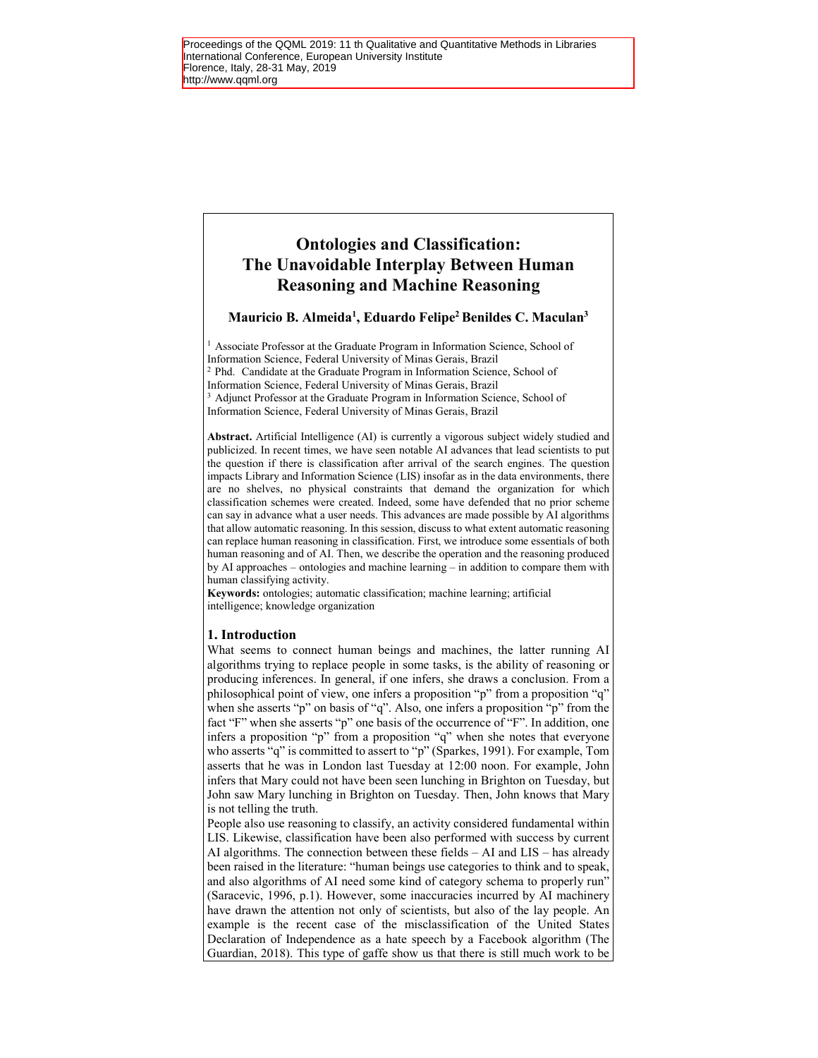Proceedings of the QQML 2019: 11 th Qualitative and Quantitative Methods in Libraries International Conference, European University Institute
Florence, Italy, 28-31 May, 2019
http://www.qqml.org

# Ontologies and Classification: The Unavoidable Interplay Between Human Reasoning and Machine Reasoning

**Mauricio B. Almeida[1], Eduardo Felipe[2] Benildes C. Maculan[3]**

[1] Associate Professor at the Graduate Program in Information Science, School of Information Science, Federal University of Minas Gerais, Brazil
[2] Phd. Candidate at the Graduate Program in Information Science, School of Information Science, Federal University of Minas Gerais, Brazil
[3] Adjunct Professor at the Graduate Program in Information Science, School of Information Science, Federal University of Minas Gerais, Brazil

**Abstract.** Artificial Intelligence (AI) is currently a vigorous subject widely studied and publicized. In recent times, we have seen notable AI advances that lead scientists to put the question if there is classification after arrival of the search engines. The question impacts Library and Information Science (LIS) insofar as in the data environments, there are no shelves, no physical constraints that demand the organization for which classification schemes were created. Indeed, some have defended that no prior scheme can say in advance what a user needs. This advances are made possible by AI algorithms that allow automatic reasoning. In this session, discuss to what extent automatic reasoning can replace human reasoning in classification. First, we introduce some essentials of both human reasoning and of AI. Then, we describe the operation and the reasoning produced by AI approaches – ontologies and machine learning – in addition to compare them with human classifying activity.

**Keywords:** ontologies; automatic classification; machine learning; artificial intelligence; knowledge organization

## 1. Introduction

What seems to connect human beings and machines, the latter running AI algorithms trying to replace people in some tasks, is the ability of reasoning or producing inferences. In general, if one infers, she draws a conclusion. From a philosophical point of view, one infers a proposition "p" from a proposition "q" when she asserts "p" on basis of "q". Also, one infers a proposition "p" from the fact "F" when she asserts "p" one basis of the occurrence of "F". In addition, one infers a proposition "p" from a proposition "q" when she notes that everyone who asserts "q" is committed to assert to "p" (Sparkes, 1991). For example, Tom asserts that he was in London last Tuesday at 12:00 noon. For example, John infers that Mary could not have been seen lunching in Brighton on Tuesday, but John saw Mary lunching in Brighton on Tuesday. Then, John knows that Mary is not telling the truth.

People also use reasoning to classify, an activity considered fundamental within LIS. Likewise, classification have been also performed with success by current AI algorithms. The connection between these fields – AI and LIS – has already been raised in the literature: "human beings use categories to think and to speak, and also algorithms of AI need some kind of category schema to properly run" (Saracevic, 1996, p.1). However, some inaccuracies incurred by AI machinery have drawn the attention not only of scientists, but also of the lay people. An example is the recent case of the misclassification of the United States Declaration of Independence as a hate speech by a Facebook algorithm (The Guardian, 2018). This type of gaffe show us that there is still much work to be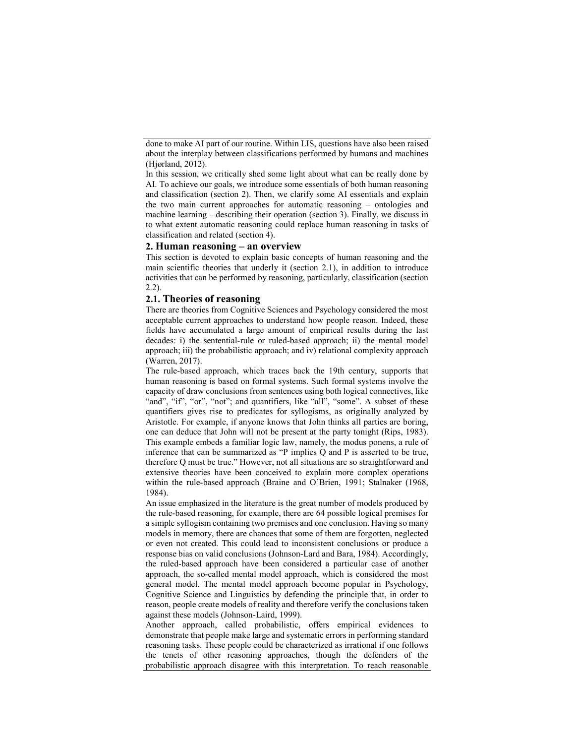done to make AI part of our routine. Within LIS, questions have also been raised about the interplay between classifications performed by humans and machines (Hjørland, 2012).

In this session, we critically shed some light about what can be really done by AI. To achieve our goals, we introduce some essentials of both human reasoning and classification (section 2). Then, we clarify some AI essentials and explain the two main current approaches for automatic reasoning – ontologies and machine learning – describing their operation (section 3). Finally, we discuss in to what extent automatic reasoning could replace human reasoning in tasks of classification and related (section 4).

## 2. Human reasoning – an overview

This section is devoted to explain basic concepts of human reasoning and the main scientific theories that underly it (section 2.1), in addition to introduce activities that can be performed by reasoning, particularly, classification (section 2.2).

### 2.1. Theories of reasoning

There are theories from Cognitive Sciences and Psychology considered the most acceptable current approaches to understand how people reason. Indeed, these fields have accumulated a large amount of empirical results during the last decades: i) the sentential-rule or ruled-based approach; ii) the mental model approach; iii) the probabilistic approach; and iv) relational complexity approach (Warren, 2017).

The rule-based approach, which traces back the 19th century, supports that human reasoning is based on formal systems. Such formal systems involve the capacity of draw conclusions from sentences using both logical connectives, like "and", "if", "or", "not"; and quantifiers, like "all", "some". A subset of these quantifiers gives rise to predicates for syllogisms, as originally analyzed by Aristotle. For example, if anyone knows that John thinks all parties are boring, one can deduce that John will not be present at the party tonight (Rips, 1983). This example embeds a familiar logic law, namely, the modus ponens, a rule of inference that can be summarized as "P implies Q and P is asserted to be true, therefore Q must be true." However, not all situations are so straightforward and extensive theories have been conceived to explain more complex operations within the rule-based approach (Braine and O'Brien, 1991; Stalnaker (1968, 1984).

An issue emphasized in the literature is the great number of models produced by the rule-based reasoning, for example, there are 64 possible logical premises for a simple syllogism containing two premises and one conclusion. Having so many models in memory, there are chances that some of them are forgotten, neglected or even not created. This could lead to inconsistent conclusions or produce a response bias on valid conclusions (Johnson-Lard and Bara, 1984). Accordingly, the ruled-based approach have been considered a particular case of another approach, the so-called mental model approach, which is considered the most general model. The mental model approach become popular in Psychology, Cognitive Science and Linguistics by defending the principle that, in order to reason, people create models of reality and therefore verify the conclusions taken against these models (Johnson-Laird, 1999).

Another approach, called probabilistic, offers empirical evidences to demonstrate that people make large and systematic errors in performing standard reasoning tasks. These people could be characterized as irrational if one follows the tenets of other reasoning approaches, though the defenders of the probabilistic approach disagree with this interpretation. To reach reasonable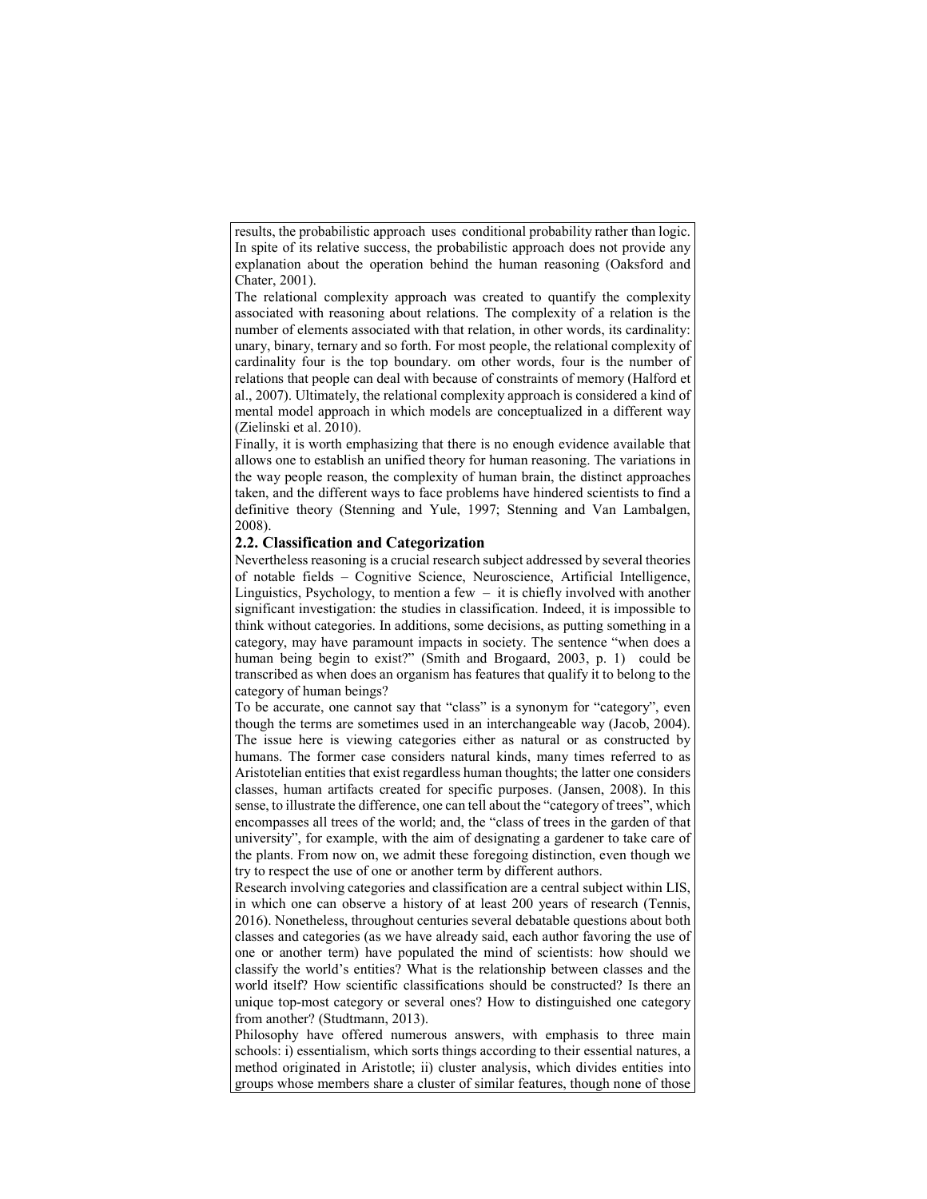results, the probabilistic approach uses conditional probability rather than logic. In spite of its relative success, the probabilistic approach does not provide any explanation about the operation behind the human reasoning (Oaksford and Chater, 2001).

The relational complexity approach was created to quantify the complexity associated with reasoning about relations. The complexity of a relation is the number of elements associated with that relation, in other words, its cardinality: unary, binary, ternary and so forth. For most people, the relational complexity of cardinality four is the top boundary. om other words, four is the number of relations that people can deal with because of constraints of memory (Halford et al., 2007). Ultimately, the relational complexity approach is considered a kind of mental model approach in which models are conceptualized in a different way (Zielinski et al. 2010).

Finally, it is worth emphasizing that there is no enough evidence available that allows one to establish an unified theory for human reasoning. The variations in the way people reason, the complexity of human brain, the distinct approaches taken, and the different ways to face problems have hindered scientists to find a definitive theory (Stenning and Yule, 1997; Stenning and Van Lambalgen, 2008).

## 2.2. Classification and Categorization

Nevertheless reasoning is a crucial research subject addressed by several theories of notable fields – Cognitive Science, Neuroscience, Artificial Intelligence, Linguistics, Psychology, to mention a few – it is chiefly involved with another significant investigation: the studies in classification. Indeed, it is impossible to think without categories. In additions, some decisions, as putting something in a category, may have paramount impacts in society. The sentence "when does a human being begin to exist?" (Smith and Brogaard, 2003, p. 1) could be transcribed as when does an organism has features that qualify it to belong to the category of human beings?

To be accurate, one cannot say that "class" is a synonym for "category", even though the terms are sometimes used in an interchangeable way (Jacob, 2004). The issue here is viewing categories either as natural or as constructed by humans. The former case considers natural kinds, many times referred to as Aristotelian entities that exist regardless human thoughts; the latter one considers classes, human artifacts created for specific purposes. (Jansen, 2008). In this sense, to illustrate the difference, one can tell about the "category of trees", which encompasses all trees of the world; and, the "class of trees in the garden of that university", for example, with the aim of designating a gardener to take care of the plants. From now on, we admit these foregoing distinction, even though we try to respect the use of one or another term by different authors.

Research involving categories and classification are a central subject within LIS, in which one can observe a history of at least 200 years of research (Tennis, 2016). Nonetheless, throughout centuries several debatable questions about both classes and categories (as we have already said, each author favoring the use of one or another term) have populated the mind of scientists: how should we classify the world's entities? What is the relationship between classes and the world itself? How scientific classifications should be constructed? Is there an unique top-most category or several ones? How to distinguished one category from another? (Studtmann, 2013).

Philosophy have offered numerous answers, with emphasis to three main schools: i) essentialism, which sorts things according to their essential natures, a method originated in Aristotle; ii) cluster analysis, which divides entities into groups whose members share a cluster of similar features, though none of those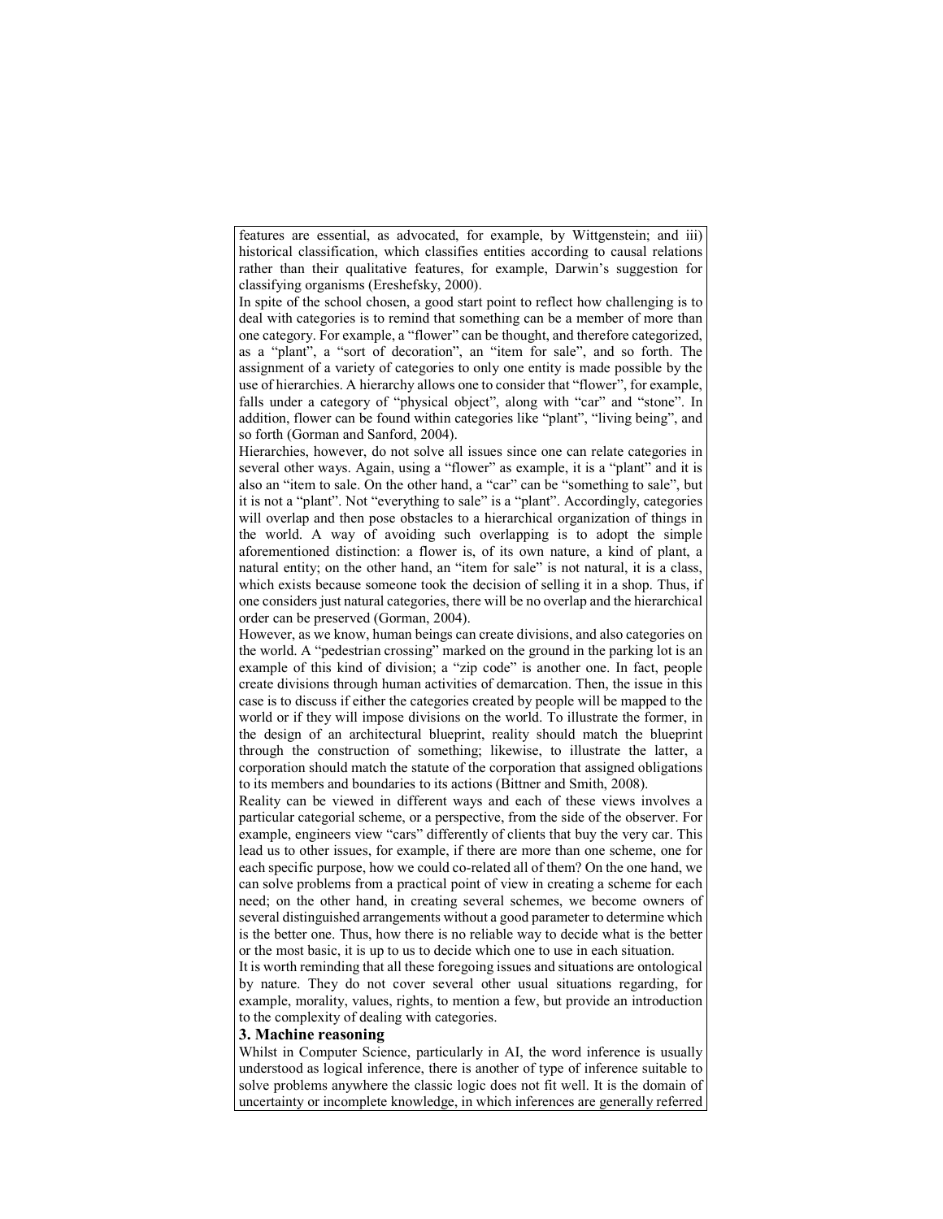features are essential, as advocated, for example, by Wittgenstein; and iii) historical classification, which classifies entities according to causal relations rather than their qualitative features, for example, Darwin's suggestion for classifying organisms (Ereshefsky, 2000).

In spite of the school chosen, a good start point to reflect how challenging is to deal with categories is to remind that something can be a member of more than one category. For example, a "flower" can be thought, and therefore categorized, as a "plant", a "sort of decoration", an "item for sale", and so forth. The assignment of a variety of categories to only one entity is made possible by the use of hierarchies. A hierarchy allows one to consider that "flower", for example, falls under a category of "physical object", along with "car" and "stone". In addition, flower can be found within categories like "plant", "living being", and so forth (Gorman and Sanford, 2004).

Hierarchies, however, do not solve all issues since one can relate categories in several other ways. Again, using a "flower" as example, it is a "plant" and it is also an "item to sale". On the other hand, a "car" can be "something to sale", but it is not a "plant". Not "everything to sale" is a "plant". Accordingly, categories will overlap and then pose obstacles to a hierarchical organization of things in the world. A way of avoiding such overlapping is to adopt the simple aforementioned distinction: a flower is, of its own nature, a kind of plant, a natural entity; on the other hand, an "item for sale" is not natural, it is a class, which exists because someone took the decision of selling it in a shop. Thus, if one considers just natural categories, there will be no overlap and the hierarchical order can be preserved (Gorman, 2004).

However, as we know, human beings can create divisions, and also categories on the world. A "pedestrian crossing" marked on the ground in the parking lot is an example of this kind of division; a "zip code" is another one. In fact, people create divisions through human activities of demarcation. Then, the issue in this case is to discuss if either the categories created by people will be mapped to the world or if they will impose divisions on the world. To illustrate the former, in the design of an architectural blueprint, reality should match the blueprint through the construction of something; likewise, to illustrate the latter, a corporation should match the statute of the corporation that assigned obligations to its members and boundaries to its actions (Bittner and Smith, 2008).

Reality can be viewed in different ways and each of these views involves a particular categorial scheme, or a perspective, from the side of the observer. For example, engineers view "cars" differently of clients that buy the very car. This lead us to other issues, for example, if there are more than one scheme, one for each specific purpose, how we could co-related all of them? On the one hand, we can solve problems from a practical point of view in creating a scheme for each need; on the other hand, in creating several schemes, we become owners of several distinguished arrangements without a good parameter to determine which is the better one. Thus, how there is no reliable way to decide what is the better or the most basic, it is up to us to decide which one to use in each situation.

It is worth reminding that all these foregoing issues and situations are ontological by nature. They do not cover several other usual situations regarding, for example, morality, values, rights, to mention a few, but provide an introduction to the complexity of dealing with categories.

## 3. Machine reasoning

Whilst in Computer Science, particularly in AI, the word inference is usually understood as logical inference, there is another of type of inference suitable to solve problems anywhere the classic logic does not fit well. It is the domain of uncertainty or incomplete knowledge, in which inferences are generally referred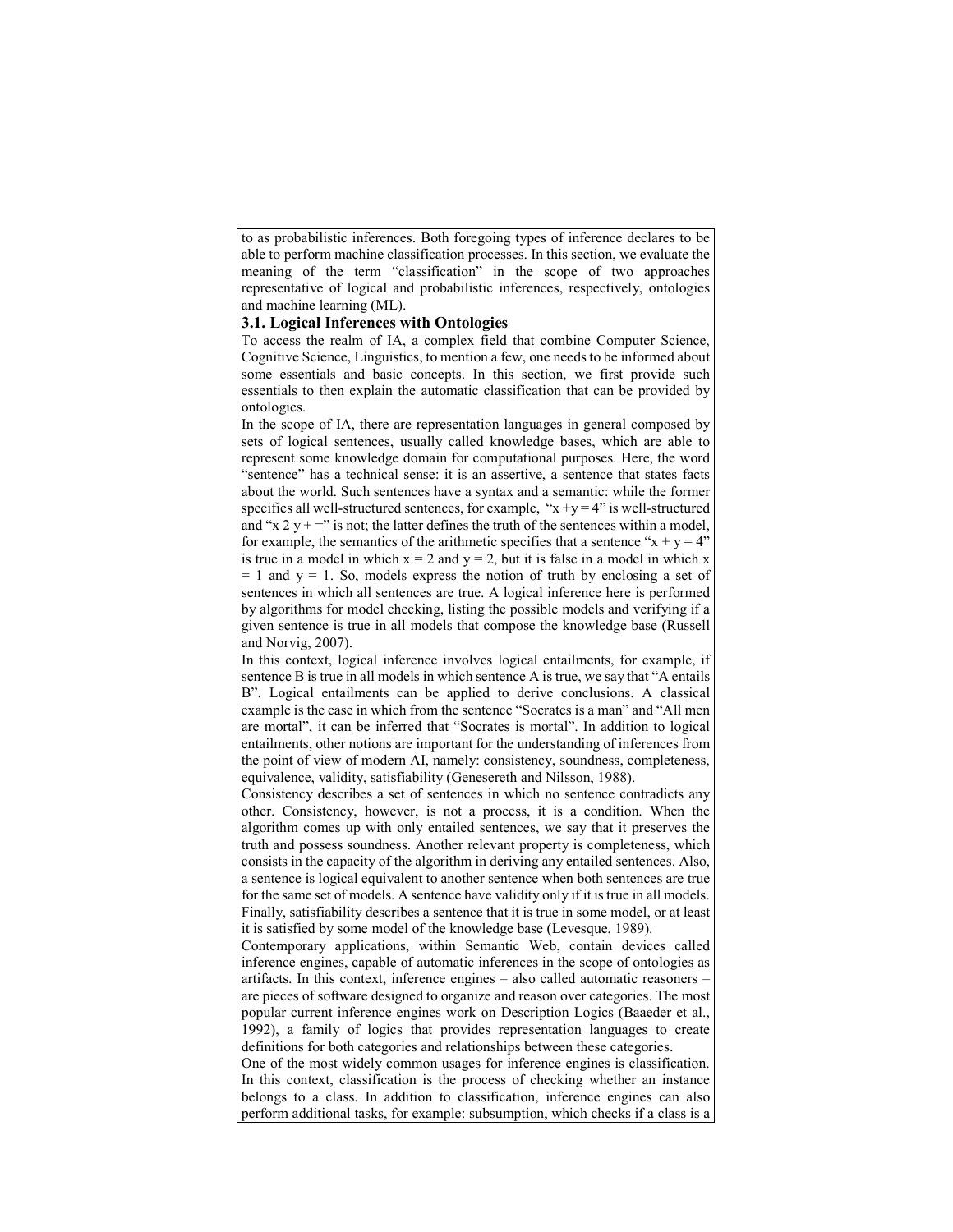to as probabilistic inferences. Both foregoing types of inference declares to be able to perform machine classification processes. In this section, we evaluate the meaning of the term "classification" in the scope of two approaches representative of logical and probabilistic inferences, respectively, ontologies and machine learning (ML).

### 3.1. Logical Inferences with Ontologies

To access the realm of IA, a complex field that combine Computer Science, Cognitive Science, Linguistics, to mention a few, one needs to be informed about some essentials and basic concepts. In this section, we first provide such essentials to then explain the automatic classification that can be provided by ontologies.

In the scope of IA, there are representation languages in general composed by sets of logical sentences, usually called knowledge bases, which are able to represent some knowledge domain for computational purposes. Here, the word "sentence" has a technical sense: it is an assertive, a sentence that states facts about the world. Such sentences have a syntax and a semantic: while the former specifies all well-structured sentences, for example, "$x + y = 4$" is well-structured and "x 2 y + =" is not; the latter defines the truth of the sentences within a model, for example, the semantics of the arithmetic specifies that a sentence "$x + y = 4$" is true in a model in which $x = 2$ and $y = 2$, but it is false in a model in which $x = 1$ and $y = 1$. So, models express the notion of truth by enclosing a set of sentences in which all sentences are true. A logical inference here is performed by algorithms for model checking, listing the possible models and verifying if a given sentence is true in all models that compose the knowledge base (Russell and Norvig, 2007).

In this context, logical inference involves logical entailments, for example, if sentence B is true in all models in which sentence A is true, we say that "A entails B". Logical entailments can be applied to derive conclusions. A classical example is the case in which from the sentence "Socrates is a man" and "All men are mortal", it can be inferred that "Socrates is mortal". In addition to logical entailments, other notions are important for the understanding of inferences from the point of view of modern AI, namely: consistency, soundness, completeness, equivalence, validity, satisfiability (Genesereth and Nilsson, 1988).

Consistency describes a set of sentences in which no sentence contradicts any other. Consistency, however, is not a process, it is a condition. When the algorithm comes up with only entailed sentences, we say that it preserves the truth and possess soundness. Another relevant property is completeness, which consists in the capacity of the algorithm in deriving any entailed sentences. Also, a sentence is logical equivalent to another sentence when both sentences are true for the same set of models. A sentence have validity only if it is true in all models. Finally, satisfiability describes a sentence that it is true in some model, or at least it is satisfied by some model of the knowledge base (Levesque, 1989).

Contemporary applications, within Semantic Web, contain devices called inference engines, capable of automatic inferences in the scope of ontologies as artifacts. In this context, inference engines – also called automatic reasoners – are pieces of software designed to organize and reason over categories. The most popular current inference engines work on Description Logics (Baaeder et al., 1992), a family of logics that provides representation languages to create definitions for both categories and relationships between these categories.

One of the most widely common usages for inference engines is classification. In this context, classification is the process of checking whether an instance belongs to a class. In addition to classification, inference engines can also perform additional tasks, for example: subsumption, which checks if a class is a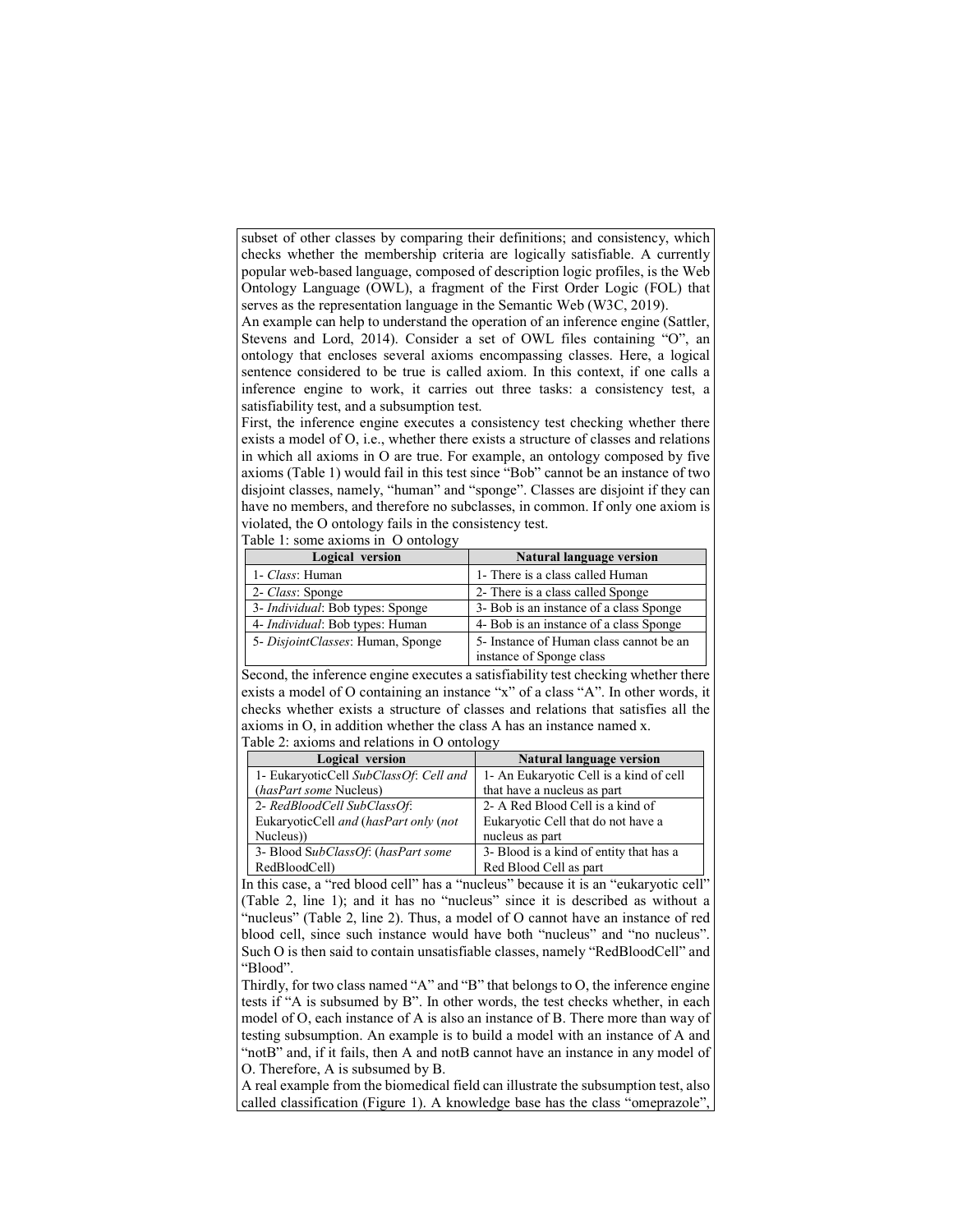subset of other classes by comparing their definitions; and consistency, which checks whether the membership criteria are logically satisfiable. A currently popular web-based language, composed of description logic profiles, is the Web Ontology Language (OWL), a fragment of the First Order Logic (FOL) that serves as the representation language in the Semantic Web (W3C, 2019).

An example can help to understand the operation of an inference engine (Sattler, Stevens and Lord, 2014). Consider a set of OWL files containing "O", an ontology that encloses several axioms encompassing classes. Here, a logical sentence considered to be true is called axiom. In this context, if one calls a inference engine to work, it carries out three tasks: a consistency test, a satisfiability test, and a subsumption test.

First, the inference engine executes a consistency test checking whether there exists a model of O, i.e., whether there exists a structure of classes and relations in which all axioms in O are true. For example, an ontology composed by five axioms (Table 1) would fail in this test since "Bob" cannot be an instance of two disjoint classes, namely, "human" and "sponge". Classes are disjoint if they can have no members, and therefore no subclasses, in common. If only one axiom is violated, the O ontology fails in the consistency test.

Table 1: some axioms in O ontology

| Logical version | Natural language version |
|---|---|
| 1- *Class*: Human | 1- There is a class called Human |
| 2- *Class*: Sponge | 2- There is a class called Sponge |
| 3- *Individual*: Bob types: Sponge | 3- Bob is an instance of a class Sponge |
| 4- *Individual*: Bob types: Human | 4- Bob is an instance of a class Sponge |
| 5- *DisjointClasses*: Human, Sponge | 5- Instance of Human class cannot be an instance of Sponge class |

Second, the inference engine executes a satisfiability test checking whether there exists a model of O containing an instance "x" of a class "A". In other words, it checks whether exists a structure of classes and relations that satisfies all the axioms in O, in addition whether the class A has an instance named x.

Table 2: axioms and relations in O ontology

| Logical version | Natural language version |
|---|---|
| 1- EukaryoticCell *SubClassOf*: *Cell and* (*hasPart some* Nucleus) | 1- An Eukaryotic Cell is a kind of cell that have a nucleus as part |
| 2- *RedBloodCell SubClassOf*: EukaryoticCell *and* (*hasPart only* (*not* Nucleus)) | 2- A Red Blood Cell is a kind of Eukaryotic Cell that do not have a nucleus as part |
| 3- Blood S*ubClassOf*: (*hasPart some* RedBloodCell) | 3- Blood is a kind of entity that has a Red Blood Cell as part |

In this case, a "red blood cell" has a "nucleus" because it is an "eukaryotic cell" (Table 2, line 1); and it has no "nucleus" since it is described as without a "nucleus" (Table 2, line 2). Thus, a model of O cannot have an instance of red blood cell, since such instance would have both "nucleus" and "no nucleus". Such O is then said to contain unsatisfiable classes, namely "RedBloodCell" and "Blood".

Thirdly, for two class named "A" and "B" that belongs to O, the inference engine tests if "A is subsumed by B". In other words, the test checks whether, in each model of O, each instance of A is also an instance of B. There more than way of testing subsumption. An example is to build a model with an instance of A and "notB" and, if it fails, then A and notB cannot have an instance in any model of O. Therefore, A is subsumed by B.

A real example from the biomedical field can illustrate the subsumption test, also called classification (Figure 1). A knowledge base has the class "omeprazole",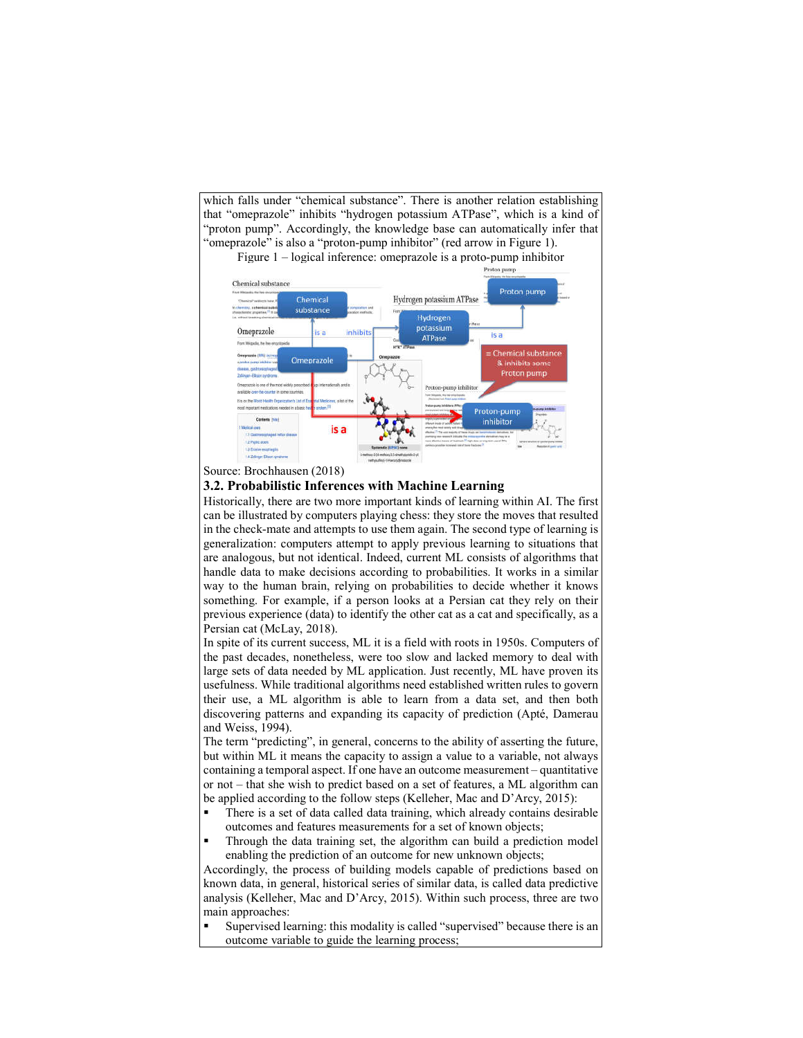which falls under "chemical substance". There is another relation establishing that "omeprazole" inhibits "hydrogen potassium ATPase", which is a kind of "proton pump". Accordingly, the knowledge base can automatically infer that "omeprazole" is also a "proton-pump inhibitor" (red arrow in Figure 1).

Figure 1 – logical inference: omeprazole is a proto-pump inhibitor

Source: Brochhausen (2018)

### 3.2. Probabilistic Inferences with Machine Learning

Historically, there are two more important kinds of learning within AI. The first can be illustrated by computers playing chess: they store the moves that resulted in the check-mate and attempts to use them again. The second type of learning is generalization: computers attempt to apply previous learning to situations that are analogous, but not identical. Indeed, current ML consists of algorithms that handle data to make decisions according to probabilities. It works in a similar way to the human brain, relying on probabilities to decide whether it knows something. For example, if a person looks at a Persian cat they rely on their previous experience (data) to identify the other cat as a cat and specifically, as a Persian cat (McLay, 2018).

In spite of its current success, ML it is a field with roots in 1950s. Computers of the past decades, nonetheless, were too slow and lacked memory to deal with large sets of data needed by ML application. Just recently, ML have proven its usefulness. While traditional algorithms need established written rules to govern their use, a ML algorithm is able to learn from a data set, and then both discovering patterns and expanding its capacity of prediction (Apté, Damerau and Weiss, 1994).

The term "predicting", in general, concerns to the ability of asserting the future, but within ML it means the capacity to assign a value to a variable, not always containing a temporal aspect. If one have an outcome measurement – quantitative or not – that she wish to predict based on a set of features, a ML algorithm can be applied according to the follow steps (Kelleher, Mac and D'Arcy, 2015):

- There is a set of data called data training, which already contains desirable outcomes and features measurements for a set of known objects;
- Through the data training set, the algorithm can build a prediction model enabling the prediction of an outcome for new unknown objects;

Accordingly, the process of building models capable of predictions based on known data, in general, historical series of similar data, is called data predictive analysis (Kelleher, Mac and D'Arcy, 2015). Within such process, three are two main approaches:

- Supervised learning: this modality is called "supervised" because there is an outcome variable to guide the learning process;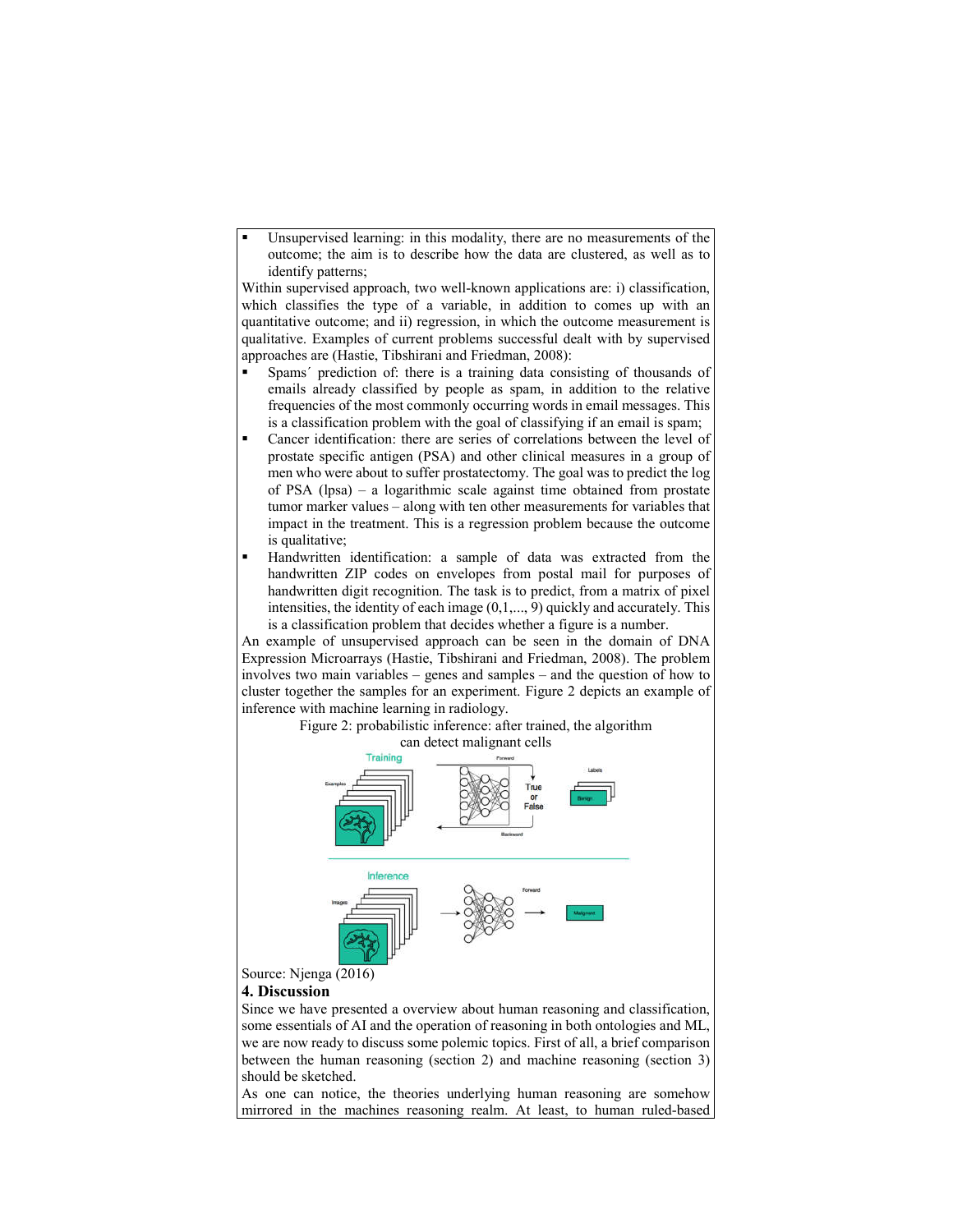- Unsupervised learning: in this modality, there are no measurements of the outcome; the aim is to describe how the data are clustered, as well as to identify patterns;

Within supervised approach, two well-known applications are: i) classification, which classifies the type of a variable, in addition to comes up with an quantitative outcome; and ii) regression, in which the outcome measurement is qualitative. Examples of current problems successful dealt with by supervised approaches are (Hastie, Tibshirani and Friedman, 2008):

- Spams´ prediction of: there is a training data consisting of thousands of emails already classified by people as spam, in addition to the relative frequencies of the most commonly occurring words in email messages. This is a classification problem with the goal of classifying if an email is spam;
- Cancer identification: there are series of correlations between the level of prostate specific antigen (PSA) and other clinical measures in a group of men who were about to suffer prostatectomy. The goal was to predict the log of PSA (lpsa) – a logarithmic scale against time obtained from prostate tumor marker values – along with ten other measurements for variables that impact in the treatment. This is a regression problem because the outcome is qualitative;
- Handwritten identification: a sample of data was extracted from the handwritten ZIP codes on envelopes from postal mail for purposes of handwritten digit recognition. The task is to predict, from a matrix of pixel intensities, the identity of each image (0,1,..., 9) quickly and accurately. This is a classification problem that decides whether a figure is a number.

An example of unsupervised approach can be seen in the domain of DNA Expression Microarrays (Hastie, Tibshirani and Friedman, 2008). The problem involves two main variables – genes and samples – and the question of how to cluster together the samples for an experiment. Figure 2 depicts an example of inference with machine learning in radiology.

Figure 2: probabilistic inference: after trained, the algorithm can detect malignant cells

Training
Examples
Forward
True or False
Backward
Labels
Benign

Inference
Images
Forward
Malignant

Source: Njenga (2016)

## 4. Discussion

Since we have presented a overview about human reasoning and classification, some essentials of AI and the operation of reasoning in both ontologies and ML, we are now ready to discuss some polemic topics. First of all, a brief comparison between the human reasoning (section 2) and machine reasoning (section 3) should be sketched.

As one can notice, the theories underlying human reasoning are somehow mirrored in the machines reasoning realm. At least, to human ruled-based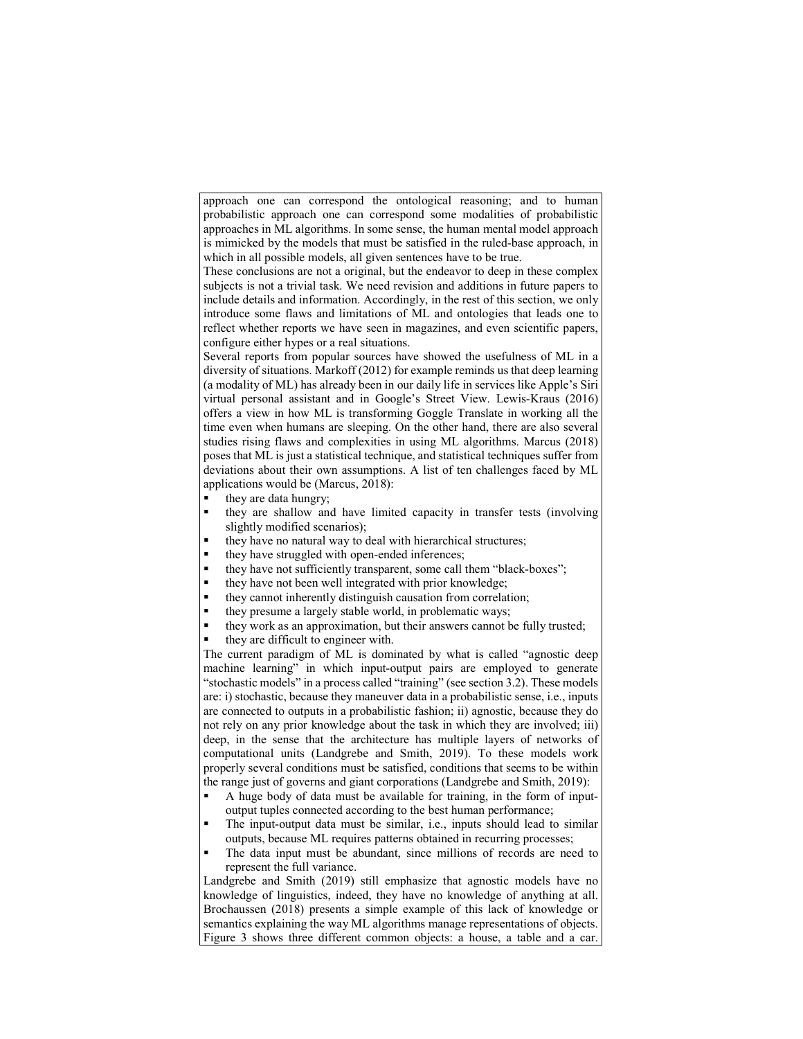approach one can correspond the ontological reasoning; and to human probabilistic approach one can correspond some modalities of probabilistic approaches in ML algorithms. In some sense, the human mental model approach is mimicked by the models that must be satisfied in the ruled-base approach, in which in all possible models, all given sentences have to be true.

These conclusions are not a original, but the endeavor to deep in these complex subjects is not a trivial task. We need revision and additions in future papers to include details and information. Accordingly, in the rest of this section, we only introduce some flaws and limitations of ML and ontologies that leads one to reflect whether reports we have seen in magazines, and even scientific papers, configure either hypes or a real situations.

Several reports from popular sources have showed the usefulness of ML in a diversity of situations. Markoff (2012) for example reminds us that deep learning (a modality of ML) has already been in our daily life in services like Apple's Siri virtual personal assistant and in Google's Street View. Lewis-Kraus (2016) offers a view in how ML is transforming Goggle Translate in working all the time even when humans are sleeping. On the other hand, there are also several studies rising flaws and complexities in using ML algorithms. Marcus (2018) poses that ML is just a statistical technique, and statistical techniques suffer from deviations about their own assumptions. A list of ten challenges faced by ML applications would be (Marcus, 2018):

- they are data hungry;
- they are shallow and have limited capacity in transfer tests (involving slightly modified scenarios);
- they have no natural way to deal with hierarchical structures;
- they have struggled with open-ended inferences;
- they have not sufficiently transparent, some call them "black-boxes";
- they have not been well integrated with prior knowledge;
- they cannot inherently distinguish causation from correlation;
- they presume a largely stable world, in problematic ways;
- they work as an approximation, but their answers cannot be fully trusted;
- they are difficult to engineer with.

The current paradigm of ML is dominated by what is called "agnostic deep machine learning" in which input-output pairs are employed to generate "stochastic models" in a process called "training" (see section 3.2). These models are: i) stochastic, because they maneuver data in a probabilistic sense, i.e., inputs are connected to outputs in a probabilistic fashion; ii) agnostic, because they do not rely on any prior knowledge about the task in which they are involved; iii) deep, in the sense that the architecture has multiple layers of networks of computational units (Landgrebe and Smith, 2019). To these models work properly several conditions must be satisfied, conditions that seems to be within the range just of governs and giant corporations (Landgrebe and Smith, 2019):

- A huge body of data must be available for training, in the form of input-output tuples connected according to the best human performance;
- The input-output data must be similar, i.e., inputs should lead to similar outputs, because ML requires patterns obtained in recurring processes;
- The data input must be abundant, since millions of records are need to represent the full variance.

Landgrebe and Smith (2019) still emphasize that agnostic models have no knowledge of linguistics, indeed, they have no knowledge of anything at all. Brochaussen (2018) presents a simple example of this lack of knowledge or semantics explaining the way ML algorithms manage representations of objects. Figure 3 shows three different common objects: a house, a table and a car.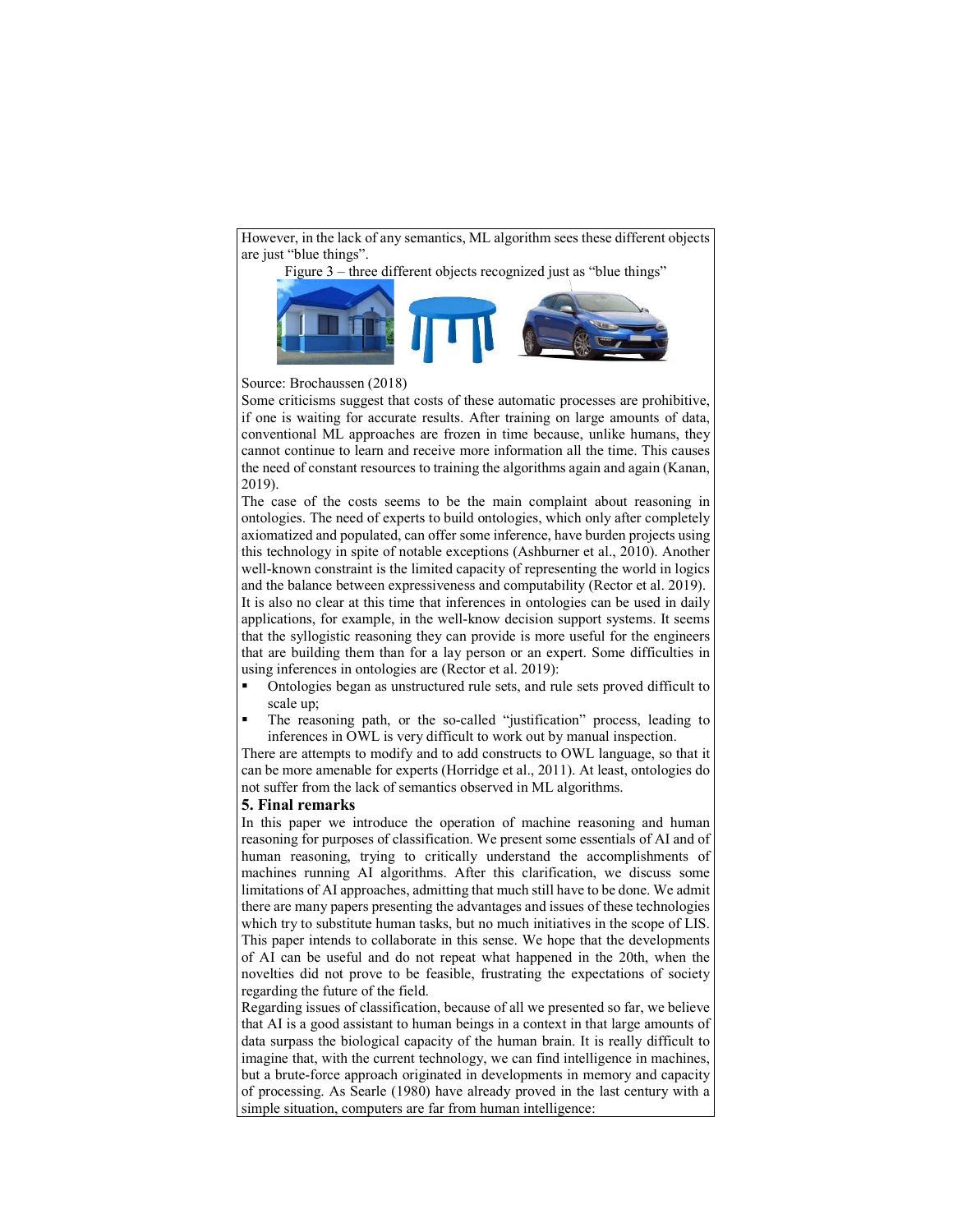However, in the lack of any semantics, ML algorithm sees these different objects are just "blue things".

Figure 3 – three different objects recognized just as "blue things"

Source: Brochaussen (2018)

Some criticisms suggest that costs of these automatic processes are prohibitive, if one is waiting for accurate results. After training on large amounts of data, conventional ML approaches are frozen in time because, unlike humans, they cannot continue to learn and receive more information all the time. This causes the need of constant resources to training the algorithms again and again (Kanan, 2019).

The case of the costs seems to be the main complaint about reasoning in ontologies. The need of experts to build ontologies, which only after completely axiomatized and populated, can offer some inference, have burden projects using this technology in spite of notable exceptions (Ashburner et al., 2010). Another well-known constraint is the limited capacity of representing the world in logics and the balance between expressiveness and computability (Rector et al. 2019).

It is also no clear at this time that inferences in ontologies can be used in daily applications, for example, in the well-know decision support systems. It seems that the syllogistic reasoning they can provide is more useful for the engineers that are building them than for a lay person or an expert. Some difficulties in using inferences in ontologies are (Rector et al. 2019):

- Ontologies began as unstructured rule sets, and rule sets proved difficult to scale up;
- The reasoning path, or the so-called "justification" process, leading to inferences in OWL is very difficult to work out by manual inspection.

There are attempts to modify and to add constructs to OWL language, so that it can be more amenable for experts (Horridge et al., 2011). At least, ontologies do not suffer from the lack of semantics observed in ML algorithms.

## 5. Final remarks

In this paper we introduce the operation of machine reasoning and human reasoning for purposes of classification. We present some essentials of AI and of human reasoning, trying to critically understand the accomplishments of machines running AI algorithms. After this clarification, we discuss some limitations of AI approaches, admitting that much still have to be done. We admit there are many papers presenting the advantages and issues of these technologies which try to substitute human tasks, but no much initiatives in the scope of LIS. This paper intends to collaborate in this sense. We hope that the developments of AI can be useful and do not repeat what happened in the 20th, when the novelties did not prove to be feasible, frustrating the expectations of society regarding the future of the field.

Regarding issues of classification, because of all we presented so far, we believe that AI is a good assistant to human beings in a context in that large amounts of data surpass the biological capacity of the human brain. It is really difficult to imagine that, with the current technology, we can find intelligence in machines, but a brute-force approach originated in developments in memory and capacity of processing. As Searle (1980) have already proved in the last century with a simple situation, computers are far from human intelligence: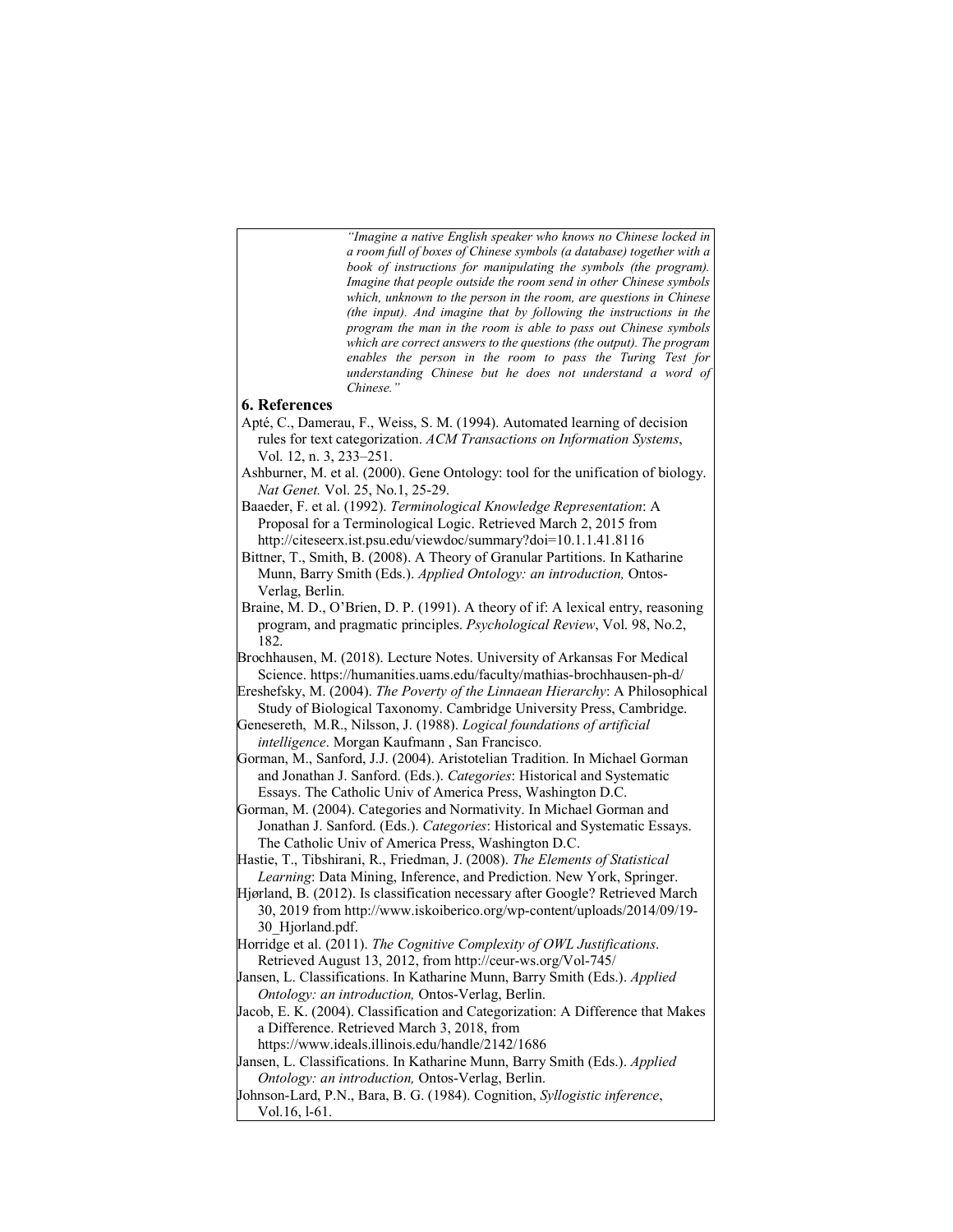> *"Imagine a native English speaker who knows no Chinese locked in a room full of boxes of Chinese symbols (a database) together with a book of instructions for manipulating the symbols (the program). Imagine that people outside the room send in other Chinese symbols which, unknown to the person in the room, are questions in Chinese (the input). And imagine that by following the instructions in the program the man in the room is able to pass out Chinese symbols which are correct answers to the questions (the output). The program enables the person in the room to pass the Turing Test for understanding Chinese but he does not understand a word of Chinese."*

## 6. References

Apté, C., Damerau, F., Weiss, S. M. (1994). Automated learning of decision rules for text categorization. *ACM Transactions on Information Systems*, Vol. 12, n. 3, 233–251.

Ashburner, M. et al. (2000). Gene Ontology: tool for the unification of biology. *Nat Genet.* Vol. 25, No.1, 25-29.

Baaeder, F. et al. (1992). *Terminological Knowledge Representation*: A Proposal for a Terminological Logic. Retrieved March 2, 2015 from http://citeseerx.ist.psu.edu/viewdoc/summary?doi=10.1.1.41.8116

Bittner, T., Smith, B. (2008). A Theory of Granular Partitions. In Katharine Munn, Barry Smith (Eds.). *Applied Ontology: an introduction,* Ontos-Verlag, Berlin.

Braine, M. D., O'Brien, D. P. (1991). A theory of if: A lexical entry, reasoning program, and pragmatic principles. *Psychological Review*, Vol. 98, No.2, 182.

Brochhausen, M. (2018). Lecture Notes. University of Arkansas For Medical Science. https://humanities.uams.edu/faculty/mathias-brochhausen-ph-d/

Ereshefsky, M. (2004). *The Poverty of the Linnaean Hierarchy*: A Philosophical Study of Biological Taxonomy. Cambridge University Press, Cambridge.

Genesereth, M.R., Nilsson, J. (1988). *Logical foundations of artificial intelligence*. Morgan Kaufmann , San Francisco.

Gorman, M., Sanford, J.J. (2004). Aristotelian Tradition. In Michael Gorman and Jonathan J. Sanford. (Eds.). *Categories*: Historical and Systematic Essays. The Catholic Univ of America Press, Washington D.C.

Gorman, M. (2004). Categories and Normativity. In Michael Gorman and Jonathan J. Sanford. (Eds.). *Categories*: Historical and Systematic Essays. The Catholic Univ of America Press, Washington D.C.

Hastie, T., Tibshirani, R., Friedman, J. (2008). *The Elements of Statistical Learning*: Data Mining, Inference, and Prediction. New York, Springer.

Hjørland, B. (2012). Is classification necessary after Google? Retrieved March 30, 2019 from http://www.iskoiberico.org/wp-content/uploads/2014/09/19-30_Hjorland.pdf.

Horridge et al. (2011). *The Cognitive Complexity of OWL Justifications*. Retrieved August 13, 2012, from http://ceur-ws.org/Vol-745/

Jansen, L. Classifications. In Katharine Munn, Barry Smith (Eds.). *Applied Ontology: an introduction,* Ontos-Verlag, Berlin.

Jacob, E. K. (2004). Classification and Categorization: A Difference that Makes a Difference. Retrieved March 3, 2018, from https://www.ideals.illinois.edu/handle/2142/1686

Jansen, L. Classifications. In Katharine Munn, Barry Smith (Eds.). *Applied Ontology: an introduction,* Ontos-Verlag, Berlin.

Johnson-Lard, P.N., Bara, B. G. (1984). Cognition, *Syllogistic inference*, Vol.16, l-61.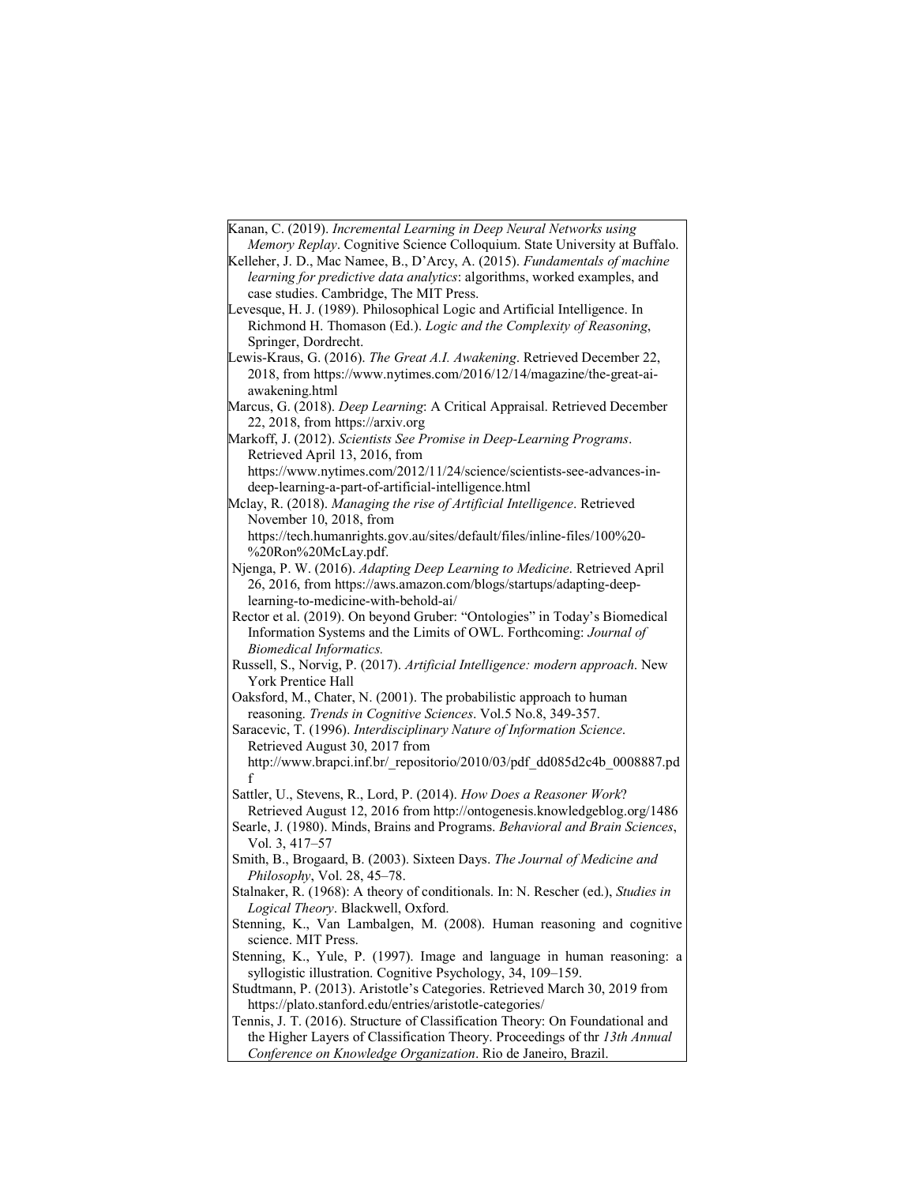Kanan, C. (2019). *Incremental Learning in Deep Neural Networks using Memory Replay*. Cognitive Science Colloquium. State University at Buffalo.

Kelleher, J. D., Mac Namee, B., D'Arcy, A. (2015). *Fundamentals of machine learning for predictive data analytics*: algorithms, worked examples, and case studies. Cambridge, The MIT Press.

Levesque, H. J. (1989). Philosophical Logic and Artificial Intelligence. In Richmond H. Thomason (Ed.). *Logic and the Complexity of Reasoning*, Springer, Dordrecht.

Lewis-Kraus, G. (2016). *The Great A.I. Awakening*. Retrieved December 22, 2018, from https://www.nytimes.com/2016/12/14/magazine/the-great-ai-awakening.html

Marcus, G. (2018). *Deep Learning*: A Critical Appraisal. Retrieved December 22, 2018, from https://arxiv.org

Markoff, J. (2012). *Scientists See Promise in Deep-Learning Programs*. Retrieved April 13, 2016, from https://www.nytimes.com/2012/11/24/science/scientists-see-advances-in-deep-learning-a-part-of-artificial-intelligence.html

Mclay, R. (2018). *Managing the rise of Artificial Intelligence*. Retrieved November 10, 2018, from https://tech.humanrights.gov.au/sites/default/files/inline-files/100%20-%20Ron%20McLay.pdf.

Njenga, P. W. (2016). *Adapting Deep Learning to Medicine*. Retrieved April 26, 2016, from https://aws.amazon.com/blogs/startups/adapting-deep-learning-to-medicine-with-behold-ai/

Rector et al. (2019). On beyond Gruber: "Ontologies" in Today's Biomedical Information Systems and the Limits of OWL. Forthcoming: *Journal of Biomedical Informatics.*

Russell, S., Norvig, P. (2017). *Artificial Intelligence: modern approach*. New York Prentice Hall

Oaksford, M., Chater, N. (2001). The probabilistic approach to human reasoning. *Trends in Cognitive Sciences*. Vol.5 No.8, 349-357.

Saracevic, T. (1996). *Interdisciplinary Nature of Information Science*. Retrieved August 30, 2017 from http://www.brapci.inf.br/_repositorio/2010/03/pdf_dd085d2c4b_0008887.pdf

Sattler, U., Stevens, R., Lord, P. (2014). *How Does a Reasoner Work*? Retrieved August 12, 2016 from http://ontogenesis.knowledgeblog.org/1486

Searle, J. (1980). Minds, Brains and Programs. *Behavioral and Brain Sciences*, Vol. 3, 417–57

Smith, B., Brogaard, B. (2003). Sixteen Days. *The Journal of Medicine and Philosophy*, Vol. 28, 45–78.

Stalnaker, R. (1968): A theory of conditionals. In: N. Rescher (ed.), *Studies in Logical Theory*. Blackwell, Oxford.

Stenning, K., Van Lambalgen, M. (2008). Human reasoning and cognitive science. MIT Press.

Stenning, K., Yule, P. (1997). Image and language in human reasoning: a syllogistic illustration. Cognitive Psychology, 34, 109–159.

Studtmann, P. (2013). Aristotle's Categories. Retrieved March 30, 2019 from https://plato.stanford.edu/entries/aristotle-categories/

Tennis, J. T. (2016). Structure of Classification Theory: On Foundational and the Higher Layers of Classification Theory. Proceedings of thr *13th Annual Conference on Knowledge Organization*. Rio de Janeiro, Brazil.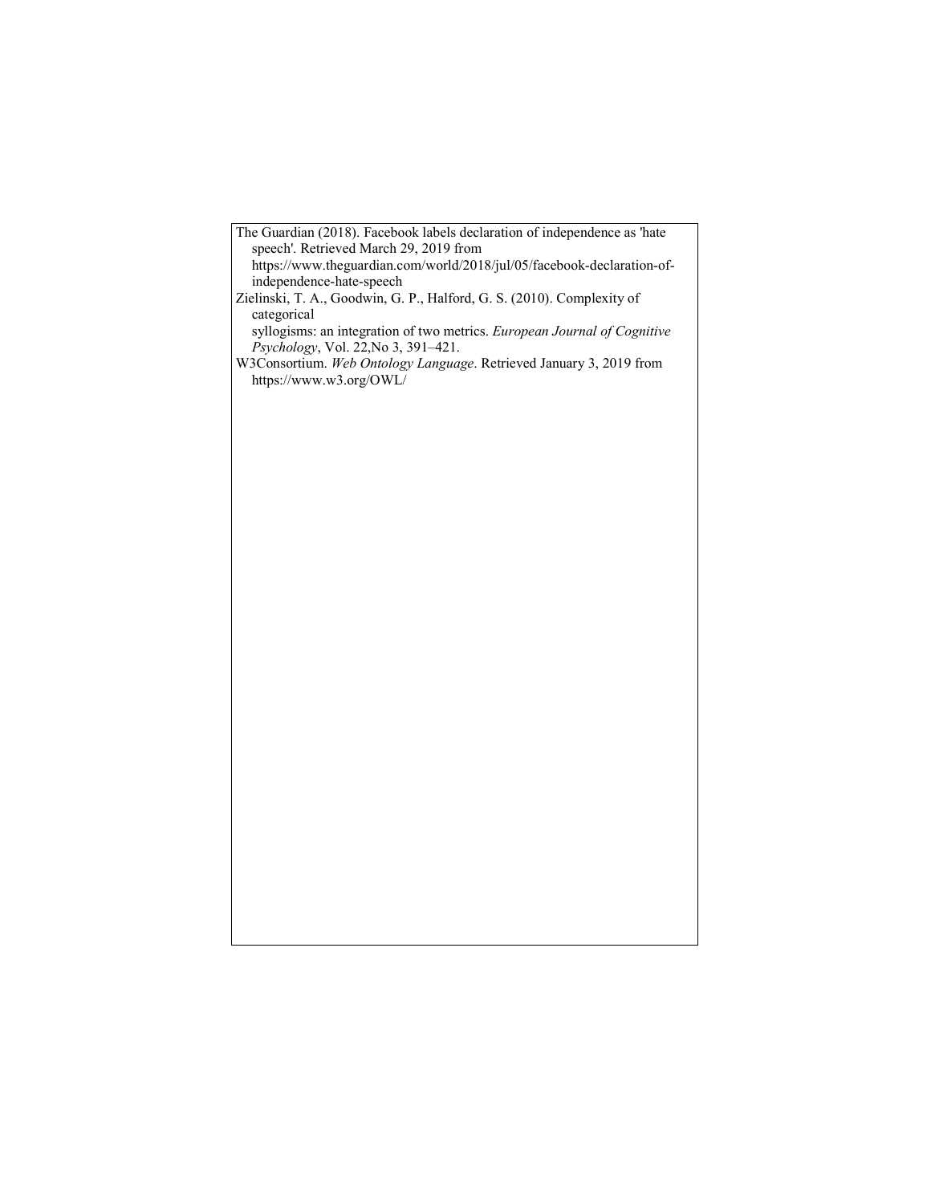The Guardian (2018). Facebook labels declaration of independence as 'hate speech'. Retrieved March 29, 2019 from https://www.theguardian.com/world/2018/jul/05/facebook-declaration-of-independence-hate-speech

Zielinski, T. A., Goodwin, G. P., Halford, G. S. (2010). Complexity of categorical syllogisms: an integration of two metrics. *European Journal of Cognitive Psychology*, Vol. 22,No 3, 391–421.

W3Consortium. *Web Ontology Language*. Retrieved January 3, 2019 from https://www.w3.org/OWL/